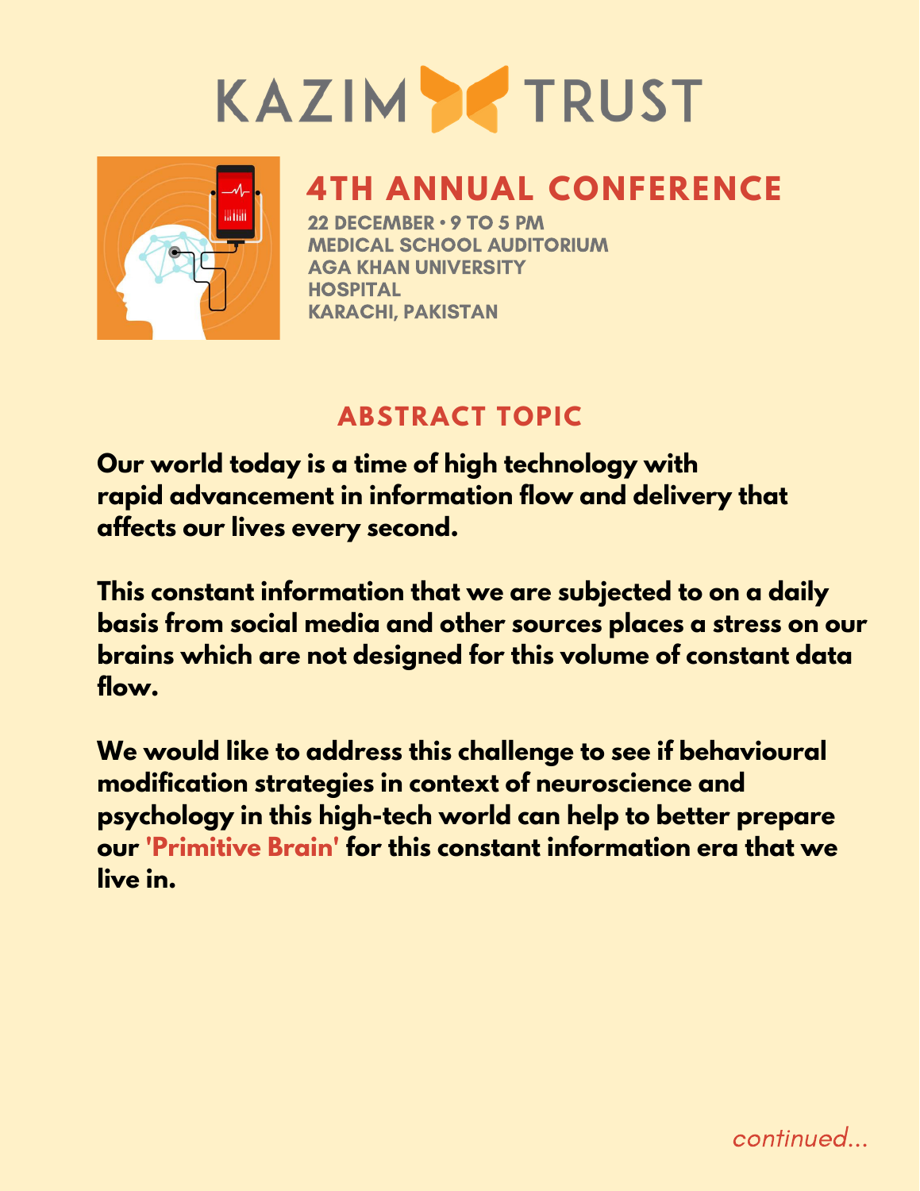# KAZIM TRUST

## 4TH ANNUAL CONFERENCE

**22 DECEMBER • 9 TO 5 PM**
**MEDICAL SCHOOL AUDITORIUM**
**AGA KHAN UNIVERSITY HOSPITAL**
**KARACHI, PAKISTAN**

## ABSTRACT TOPIC

**Our world today is a time of high technology with rapid advancement in information flow and delivery that affects our lives every second.**

**This constant information that we are subjected to on a daily basis from social media and other sources places a stress on our brains which are not designed for this volume of constant data flow.**

**We would like to address this challenge to see if behavioural modification strategies in context of neuroscience and psychology in this high-tech world can help to better prepare our 'Primitive Brain' for this constant information era that we live in.**

*continued...*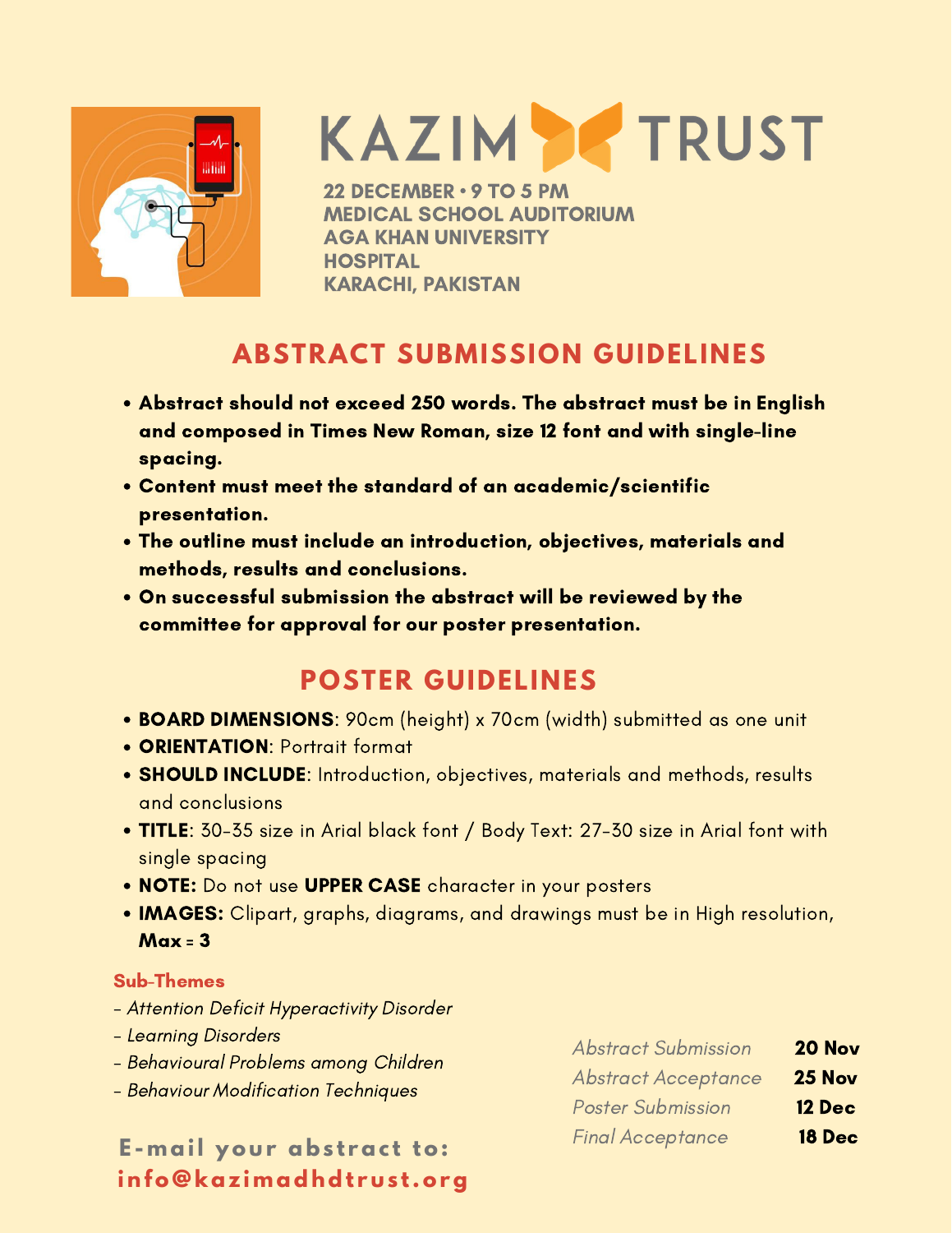# KAZIM TRUST

22 DECEMBER • 9 TO 5 PM
MEDICAL SCHOOL AUDITORIUM
AGA KHAN UNIVERSITY
HOSPITAL
KARACHI, PAKISTAN

## ABSTRACT SUBMISSION GUIDELINES

- **Abstract should not exceed 250 words. The abstract must be in English and composed in Times New Roman, size 12 font and with single-line spacing.**
- **Content must meet the standard of an academic/scientific presentation.**
- **The outline must include an introduction, objectives, materials and methods, results and conclusions.**
- **On successful submission the abstract will be reviewed by the committee for approval for our poster presentation.**

## POSTER GUIDELINES

- **BOARD DIMENSIONS**: 90cm (height) x 70cm (width) submitted as one unit
- **ORIENTATION**: Portrait format
- **SHOULD INCLUDE**: Introduction, objectives, materials and methods, results and conclusions
- **TITLE**: 30-35 size in Arial black font / Body Text: 27-30 size in Arial font with single spacing
- **NOTE:** Do not use **UPPER CASE** character in your posters
- **IMAGES:** Clipart, graphs, diagrams, and drawings must be in High resolution, **Max = 3**

### Sub-Themes

- *Attention Deficit Hyperactivity Disorder*
- *Learning Disorders*
- *Behavioural Problems among Children*
- *Behaviour Modification Techniques*

| | |
|---|---|
| *Abstract Submission* | **20 Nov** |
| *Abstract Acceptance* | **25 Nov** |
| *Poster Submission* | **12 Dec** |
| *Final Acceptance* | **18 Dec** |

**E-mail your abstract to:**
**info@kazimadhdtrust.org**